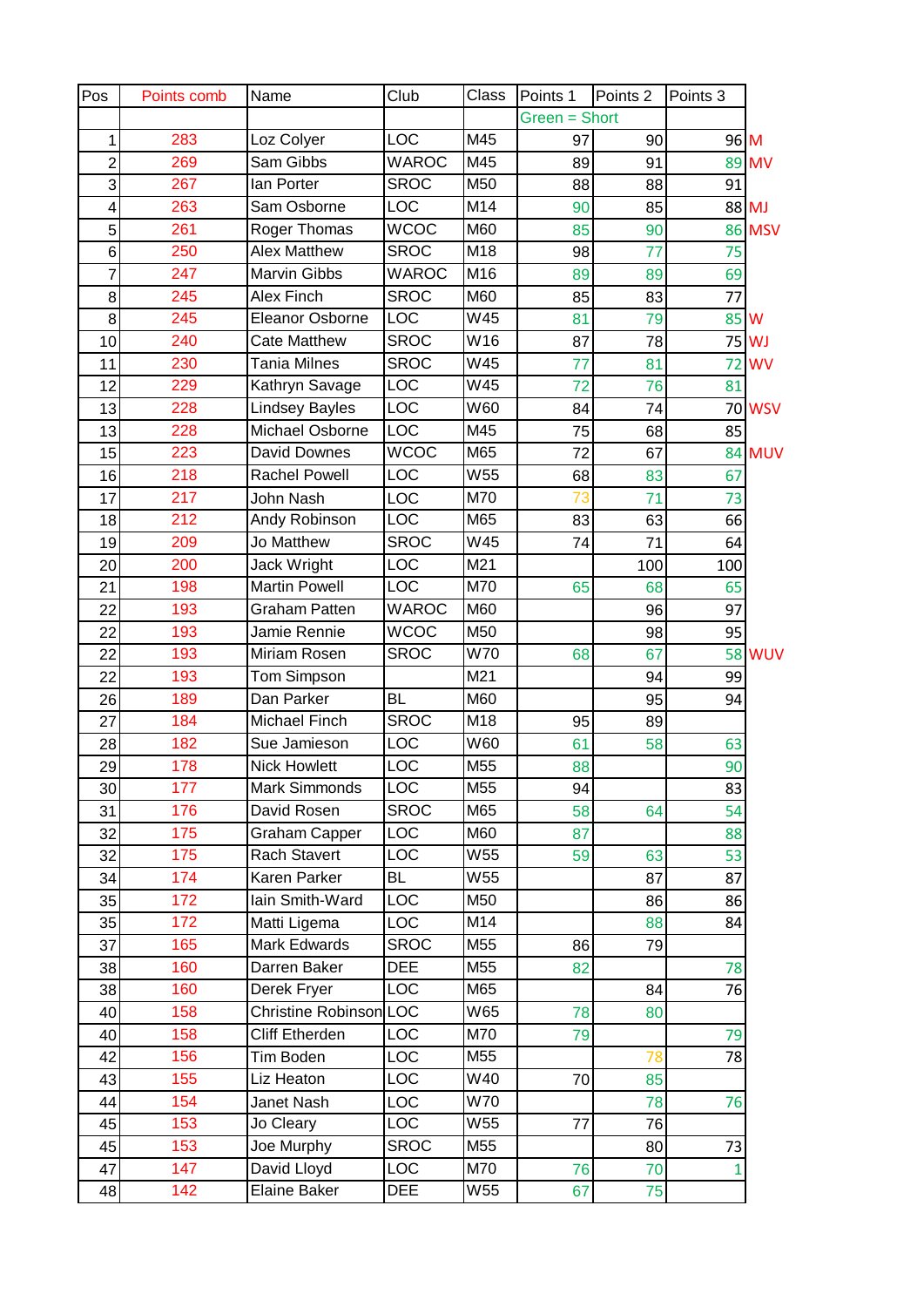| Pos | Points comb | Name | Club | Class | Points 1 | Points 2 | Points 3 | |
|---|---|---|---|---|---|---|---|---|
| | | | | | Green = Short | | | |
| 1 | 283 | Loz Colyer | LOC | M45 | 97 | 90 | 96 | M |
| 2 | 269 | Sam Gibbs | WAROC | M45 | 89 | 91 | 89 | MV |
| 3 | 267 | Ian Porter | SROC | M50 | 88 | 88 | 91 | |
| 4 | 263 | Sam Osborne | LOC | M14 | 90 | 85 | 88 | MJ |
| 5 | 261 | Roger Thomas | WCOC | M60 | 85 | 90 | 86 | MSV |
| 6 | 250 | Alex Matthew | SROC | M18 | 98 | 77 | 75 | |
| 7 | 247 | Marvin Gibbs | WAROC | M16 | 89 | 89 | 69 | |
| 8 | 245 | Alex Finch | SROC | M60 | 85 | 83 | 77 | |
| 8 | 245 | Eleanor Osborne | LOC | W45 | 81 | 79 | 85 | W |
| 10 | 240 | Cate Matthew | SROC | W16 | 87 | 78 | 75 | WJ |
| 11 | 230 | Tania Milnes | SROC | W45 | 77 | 81 | 72 | WV |
| 12 | 229 | Kathryn Savage | LOC | W45 | 72 | 76 | 81 | |
| 13 | 228 | Lindsey Bayles | LOC | W60 | 84 | 74 | 70 | WSV |
| 13 | 228 | Michael Osborne | LOC | M45 | 75 | 68 | 85 | |
| 15 | 223 | David Downes | WCOC | M65 | 72 | 67 | 84 | MUV |
| 16 | 218 | Rachel Powell | LOC | W55 | 68 | 83 | 67 | |
| 17 | 217 | John Nash | LOC | M70 | 73 | 71 | 73 | |
| 18 | 212 | Andy Robinson | LOC | M65 | 83 | 63 | 66 | |
| 19 | 209 | Jo Matthew | SROC | W45 | 74 | 71 | 64 | |
| 20 | 200 | Jack Wright | LOC | M21 | | 100 | 100 | |
| 21 | 198 | Martin Powell | LOC | M70 | 65 | 68 | 65 | |
| 22 | 193 | Graham Patten | WAROC | M60 | | 96 | 97 | |
| 22 | 193 | Jamie Rennie | WCOC | M50 | | 98 | 95 | |
| 22 | 193 | Miriam Rosen | SROC | W70 | 68 | 67 | 58 | WUV |
| 22 | 193 | Tom Simpson | | M21 | | 94 | 99 | |
| 26 | 189 | Dan Parker | BL | M60 | | 95 | 94 | |
| 27 | 184 | Michael Finch | SROC | M18 | 95 | 89 | | |
| 28 | 182 | Sue Jamieson | LOC | W60 | 61 | 58 | 63 | |
| 29 | 178 | Nick Howlett | LOC | M55 | 88 | | 90 | |
| 30 | 177 | Mark Simmonds | LOC | M55 | 94 | | 83 | |
| 31 | 176 | David Rosen | SROC | M65 | 58 | 64 | 54 | |
| 32 | 175 | Graham Capper | LOC | M60 | 87 | | 88 | |
| 32 | 175 | Rach Stavert | LOC | W55 | 59 | 63 | 53 | |
| 34 | 174 | Karen Parker | BL | W55 | | 87 | 87 | |
| 35 | 172 | Iain Smith-Ward | LOC | M50 | | 86 | 86 | |
| 35 | 172 | Matti Ligema | LOC | M14 | | 88 | 84 | |
| 37 | 165 | Mark Edwards | SROC | M55 | 86 | 79 | | |
| 38 | 160 | Darren Baker | DEE | M55 | 82 | | 78 | |
| 38 | 160 | Derek Fryer | LOC | M65 | | 84 | 76 | |
| 40 | 158 | Christine Robinson | LOC | W65 | 78 | 80 | | |
| 40 | 158 | Cliff Etherden | LOC | M70 | 79 | | 79 | |
| 42 | 156 | Tim Boden | LOC | M55 | | 78 | 78 | |
| 43 | 155 | Liz Heaton | LOC | W40 | 70 | 85 | | |
| 44 | 154 | Janet Nash | LOC | W70 | | 78 | 76 | |
| 45 | 153 | Jo Cleary | LOC | W55 | 77 | 76 | | |
| 45 | 153 | Joe Murphy | SROC | M55 | | 80 | 73 | |
| 47 | 147 | David Lloyd | LOC | M70 | 76 | 70 | 1 | |
| 48 | 142 | Elaine Baker | DEE | W55 | 67 | 75 | | |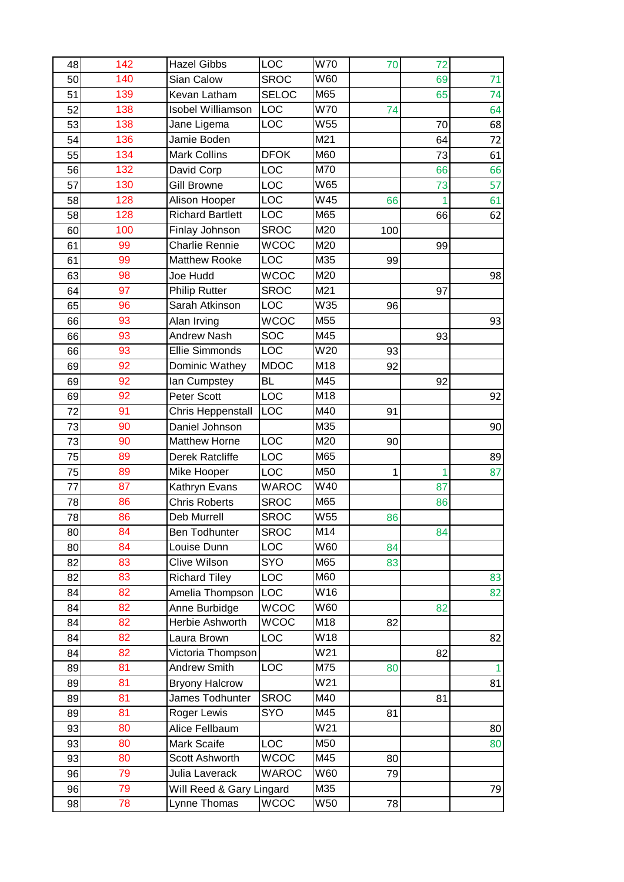| | | | | | | | |
|---|---|---|---|---|---|---|---|
| 48 | 142 | Hazel Gibbs | LOC | W70 | 70 | 72 | |
| 50 | 140 | Sian Calow | SROC | W60 | | 69 | 71 |
| 51 | 139 | Kevan Latham | SELOC | M65 | | 65 | 74 |
| 52 | 138 | Isobel Williamson | LOC | W70 | 74 | | 64 |
| 53 | 138 | Jane Ligema | LOC | W55 | | 70 | 68 |
| 54 | 136 | Jamie Boden | | M21 | | 64 | 72 |
| 55 | 134 | Mark Collins | DFOK | M60 | | 73 | 61 |
| 56 | 132 | David Corp | LOC | M70 | | 66 | 66 |
| 57 | 130 | Gill Browne | LOC | W65 | | 73 | 57 |
| 58 | 128 | Alison Hooper | LOC | W45 | 66 | 1 | 61 |
| 58 | 128 | Richard Bartlett | LOC | M65 | | 66 | 62 |
| 60 | 100 | Finlay Johnson | SROC | M20 | 100 | | |
| 61 | 99 | Charlie Rennie | WCOC | M20 | | 99 | |
| 61 | 99 | Matthew Rooke | LOC | M35 | 99 | | |
| 63 | 98 | Joe Hudd | WCOC | M20 | | | 98 |
| 64 | 97 | Philip Rutter | SROC | M21 | | 97 | |
| 65 | 96 | Sarah Atkinson | LOC | W35 | 96 | | |
| 66 | 93 | Alan Irving | WCOC | M55 | | | 93 |
| 66 | 93 | Andrew Nash | SOC | M45 | | 93 | |
| 66 | 93 | Ellie Simmonds | LOC | W20 | 93 | | |
| 69 | 92 | Dominic Wathey | MDOC | M18 | 92 | | |
| 69 | 92 | Ian Cumpstey | BL | M45 | | 92 | |
| 69 | 92 | Peter Scott | LOC | M18 | | | 92 |
| 72 | 91 | Chris Heppenstall | LOC | M40 | 91 | | |
| 73 | 90 | Daniel Johnson | | M35 | | | 90 |
| 73 | 90 | Matthew Horne | LOC | M20 | 90 | | |
| 75 | 89 | Derek Ratcliffe | LOC | M65 | | | 89 |
| 75 | 89 | Mike Hooper | LOC | M50 | 1 | 1 | 87 |
| 77 | 87 | Kathryn Evans | WAROC | W40 | | 87 | |
| 78 | 86 | Chris Roberts | SROC | M65 | | 86 | |
| 78 | 86 | Deb Murrell | SROC | W55 | 86 | | |
| 80 | 84 | Ben Todhunter | SROC | M14 | | 84 | |
| 80 | 84 | Louise Dunn | LOC | W60 | 84 | | |
| 82 | 83 | Clive Wilson | SYO | M65 | 83 | | |
| 82 | 83 | Richard Tiley | LOC | M60 | | | 83 |
| 84 | 82 | Amelia Thompson | LOC | W16 | | | 82 |
| 84 | 82 | Anne Burbidge | WCOC | W60 | | 82 | |
| 84 | 82 | Herbie Ashworth | WCOC | M18 | 82 | | |
| 84 | 82 | Laura Brown | LOC | W18 | | | 82 |
| 84 | 82 | Victoria Thompson | | W21 | | 82 | |
| 89 | 81 | Andrew Smith | LOC | M75 | 80 | | 1 |
| 89 | 81 | Bryony Halcrow | | W21 | | | 81 |
| 89 | 81 | James Todhunter | SROC | M40 | | 81 | |
| 89 | 81 | Roger Lewis | SYO | M45 | 81 | | |
| 93 | 80 | Alice Fellbaum | | W21 | | | 80 |
| 93 | 80 | Mark Scaife | LOC | M50 | | | 80 |
| 93 | 80 | Scott Ashworth | WCOC | M45 | 80 | | |
| 96 | 79 | Julia Laverack | WAROC | W60 | 79 | | |
| 96 | 79 | Will Reed & Gary Lingard | | M35 | | | 79 |
| 98 | 78 | Lynne Thomas | WCOC | W50 | 78 | | |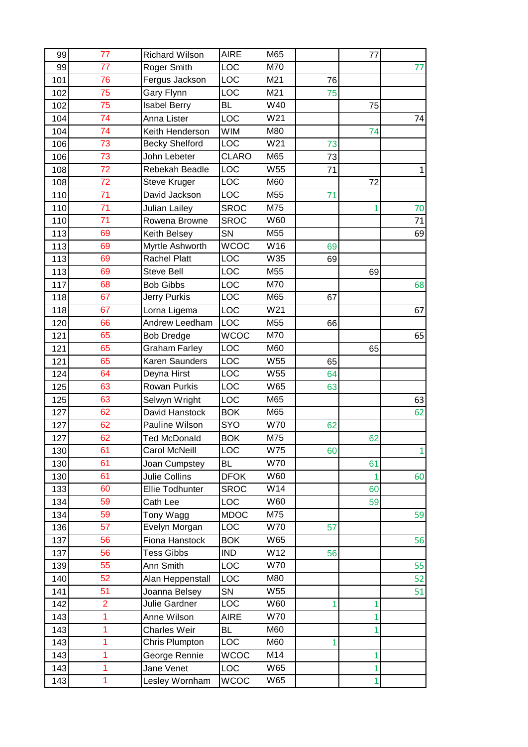| | | | | | | | |
|---|---|---|---|---|---|---|---|
| 99 | 77 | Richard Wilson | AIRE | M65 | | 77 | |
| 99 | 77 | Roger Smith | LOC | M70 | | | 77 |
| 101 | 76 | Fergus Jackson | LOC | M21 | 76 | | |
| 102 | 75 | Gary Flynn | LOC | M21 | 75 | | |
| 102 | 75 | Isabel Berry | BL | W40 | | 75 | |
| 104 | 74 | Anna Lister | LOC | W21 | | | 74 |
| 104 | 74 | Keith Henderson | WIM | M80 | | 74 | |
| 106 | 73 | Becky Shelford | LOC | W21 | 73 | | |
| 106 | 73 | John Lebeter | CLARO | M65 | 73 | | |
| 108 | 72 | Rebekah Beadle | LOC | W55 | 71 | | 1 |
| 108 | 72 | Steve Kruger | LOC | M60 | | 72 | |
| 110 | 71 | David Jackson | LOC | M55 | 71 | | |
| 110 | 71 | Julian Lailey | SROC | M75 | | 1 | 70 |
| 110 | 71 | Rowena Browne | SROC | W60 | | | 71 |
| 113 | 69 | Keith Belsey | SN | M55 | | | 69 |
| 113 | 69 | Myrtle Ashworth | WCOC | W16 | 69 | | |
| 113 | 69 | Rachel Platt | LOC | W35 | 69 | | |
| 113 | 69 | Steve Bell | LOC | M55 | | 69 | |
| 117 | 68 | Bob Gibbs | LOC | M70 | | | 68 |
| 118 | 67 | Jerry Purkis | LOC | M65 | 67 | | |
| 118 | 67 | Lorna Ligema | LOC | W21 | | | 67 |
| 120 | 66 | Andrew Leedham | LOC | M55 | 66 | | |
| 121 | 65 | Bob Dredge | WCOC | M70 | | | 65 |
| 121 | 65 | Graham Farley | LOC | M60 | | 65 | |
| 121 | 65 | Karen Saunders | LOC | W55 | 65 | | |
| 124 | 64 | Deyna Hirst | LOC | W55 | 64 | | |
| 125 | 63 | Rowan Purkis | LOC | W65 | 63 | | |
| 125 | 63 | Selwyn Wright | LOC | M65 | | | 63 |
| 127 | 62 | David Hanstock | BOK | M65 | | | 62 |
| 127 | 62 | Pauline Wilson | SYO | W70 | 62 | | |
| 127 | 62 | Ted McDonald | BOK | M75 | | 62 | |
| 130 | 61 | Carol McNeill | LOC | W75 | 60 | | 1 |
| 130 | 61 | Joan Cumpstey | BL | W70 | | 61 | |
| 130 | 61 | Julie Collins | DFOK | W60 | | 1 | 60 |
| 133 | 60 | Ellie Todhunter | SROC | W14 | | 60 | |
| 134 | 59 | Cath Lee | LOC | W60 | | 59 | |
| 134 | 59 | Tony Wagg | MDOC | M75 | | | 59 |
| 136 | 57 | Evelyn Morgan | LOC | W70 | 57 | | |
| 137 | 56 | Fiona Hanstock | BOK | W65 | | | 56 |
| 137 | 56 | Tess Gibbs | IND | W12 | 56 | | |
| 139 | 55 | Ann Smith | LOC | W70 | | | 55 |
| 140 | 52 | Alan Heppenstall | LOC | M80 | | | 52 |
| 141 | 51 | Joanna Belsey | SN | W55 | | | 51 |
| 142 | 2 | Julie Gardner | LOC | W60 | 1 | 1 | |
| 143 | 1 | Anne Wilson | AIRE | W70 | | 1 | |
| 143 | 1 | Charles Weir | BL | M60 | | 1 | |
| 143 | 1 | Chris Plumpton | LOC | M60 | 1 | | |
| 143 | 1 | George Rennie | WCOC | M14 | | 1 | |
| 143 | 1 | Jane Venet | LOC | W65 | | 1 | |
| 143 | 1 | Lesley Wornham | WCOC | W65 | | 1 | |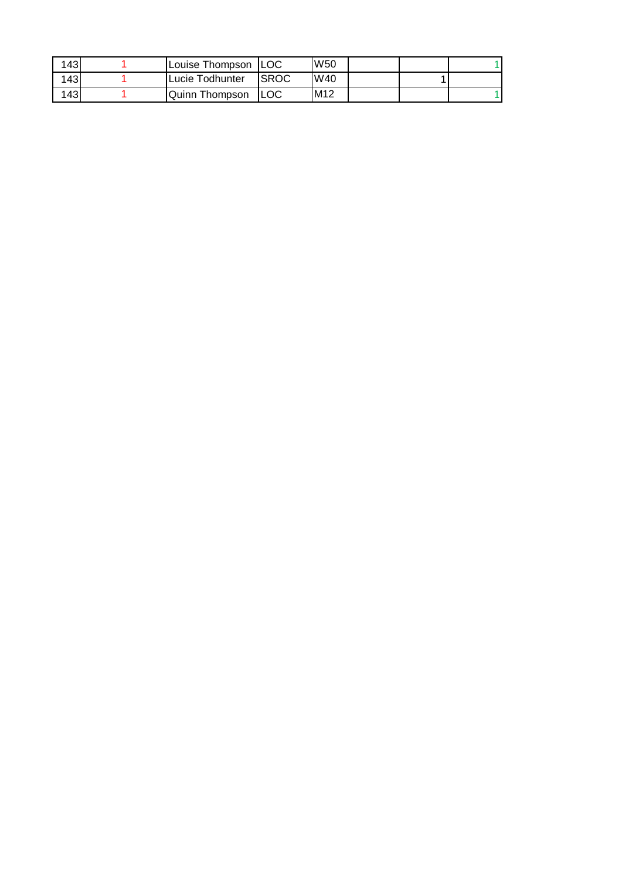| | | | | | | | |
|---|---|---|---|---|---|---|---|
| 143 | 1 | Louise Thompson | LOC | W50 | | | 1 |
| 143 | 1 | Lucie Todhunter | SROC | W40 | | 1 | |
| 143 | 1 | Quinn Thompson | LOC | M12 | | | 1 |